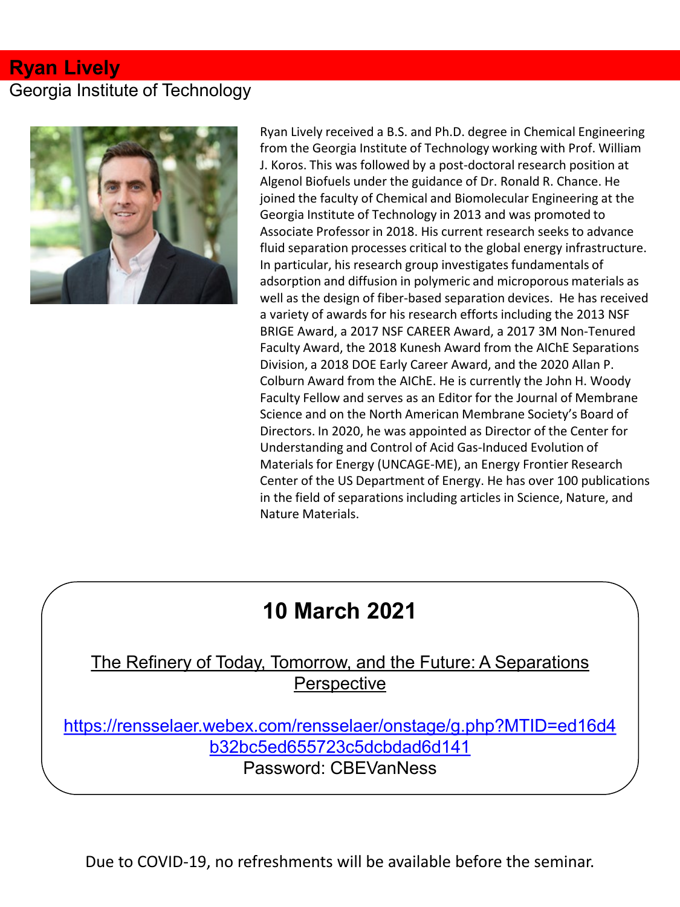# Ryan Lively

Georgia Institute of Technology

Ryan Lively received a B.S. and Ph.D. degree in Chemical Engineering from the Georgia Institute of Technology working with Prof. William J. Koros. This was followed by a post-doctoral research position at Algenol Biofuels under the guidance of Dr. Ronald R. Chance. He joined the faculty of Chemical and Biomolecular Engineering at the Georgia Institute of Technology in 2013 and was promoted to Associate Professor in 2018. His current research seeks to advance fluid separation processes critical to the global energy infrastructure. In particular, his research group investigates fundamentals of adsorption and diffusion in polymeric and microporous materials as well as the design of fiber-based separation devices. He has received a variety of awards for his research efforts including the 2013 NSF BRIGE Award, a 2017 NSF CAREER Award, a 2017 3M Non-Tenured Faculty Award, the 2018 Kunesh Award from the AIChE Separations Division, a 2018 DOE Early Career Award, and the 2020 Allan P. Colburn Award from the AIChE. He is currently the John H. Woody Faculty Fellow and serves as an Editor for the Journal of Membrane Science and on the North American Membrane Society's Board of Directors. In 2020, he was appointed as Director of the Center for Understanding and Control of Acid Gas-Induced Evolution of Materials for Energy (UNCAGE-ME), an Energy Frontier Research Center of the US Department of Energy. He has over 100 publications in the field of separations including articles in Science, Nature, and Nature Materials.

## 10 March 2021

The Refinery of Today, Tomorrow, and the Future: A Separations Perspective

https://rensselaer.webex.com/rensselaer/onstage/g.php?MTID=ed16d4b32bc5ed655723c5dcbdad6d141

Password: CBEVanNess

Due to COVID-19, no refreshments will be available before the seminar.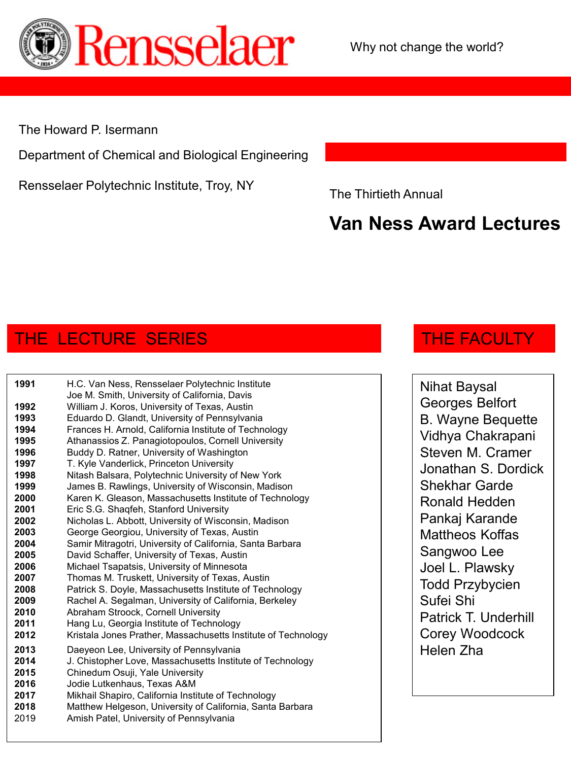Rensselaer

Why not change the world?

The Howard P. Isermann

Department of Chemical and Biological Engineering

Rensselaer Polytechnic Institute, Troy, NY

The Thirtieth Annual

# Van Ness Award Lectures

## THE LECTURE SERIES

| | |
|---|---|
| **1991** | H.C. Van Ness, Rensselaer Polytechnic Institute |
| | Joe M. Smith, University of California, Davis |
| **1992** | William J. Koros, University of Texas, Austin |
| **1993** | Eduardo D. Glandt, University of Pennsylvania |
| **1994** | Frances H. Arnold, California Institute of Technology |
| **1995** | Athanassios Z. Panagiotopoulos, Cornell University |
| **1996** | Buddy D. Ratner, University of Washington |
| **1997** | T. Kyle Vanderlick, Princeton University |
| **1998** | Nitash Balsara, Polytechnic University of New York |
| **1999** | James B. Rawlings, University of Wisconsin, Madison |
| **2000** | Karen K. Gleason, Massachusetts Institute of Technology |
| **2001** | Eric S.G. Shaqfeh, Stanford University |
| **2002** | Nicholas L. Abbott, University of Wisconsin, Madison |
| **2003** | George Georgiou, University of Texas, Austin |
| **2004** | Samir Mitragotri, University of California, Santa Barbara |
| **2005** | David Schaffer, University of Texas, Austin |
| **2006** | Michael Tsapatsis, University of Minnesota |
| **2007** | Thomas M. Truskett, University of Texas, Austin |
| **2008** | Patrick S. Doyle, Massachusetts Institute of Technology |
| **2009** | Rachel A. Segalman, University of California, Berkeley |
| **2010** | Abraham Stroock, Cornell University |
| **2011** | Hang Lu, Georgia Institute of Technology |
| **2012** | Kristala Jones Prather, Massachusetts Institute of Technology |
| **2013** | Daeyeon Lee, University of Pennsylvania |
| **2014** | J. Chistopher Love, Massachusetts Institute of Technology |
| **2015** | Chinedum Osuji, Yale University |
| **2016** | Jodie Lutkenhaus, Texas A&M |
| **2017** | Mikhail Shapiro, California Institute of Technology |
| **2018** | Matthew Helgeson, University of California, Santa Barbara |
| 2019 | Amish Patel, University of Pennsylvania |

## THE FACULTY

Nihat Baysal
Georges Belfort
B. Wayne Bequette
Vidhya Chakrapani
Steven M. Cramer
Jonathan S. Dordick
Shekhar Garde
Ronald Hedden
Pankaj Karande
Mattheos Koffas
Sangwoo Lee
Joel L. Plawsky
Todd Przybycien
Sufei Shi
Patrick T. Underhill
Corey Woodcock
Helen Zha